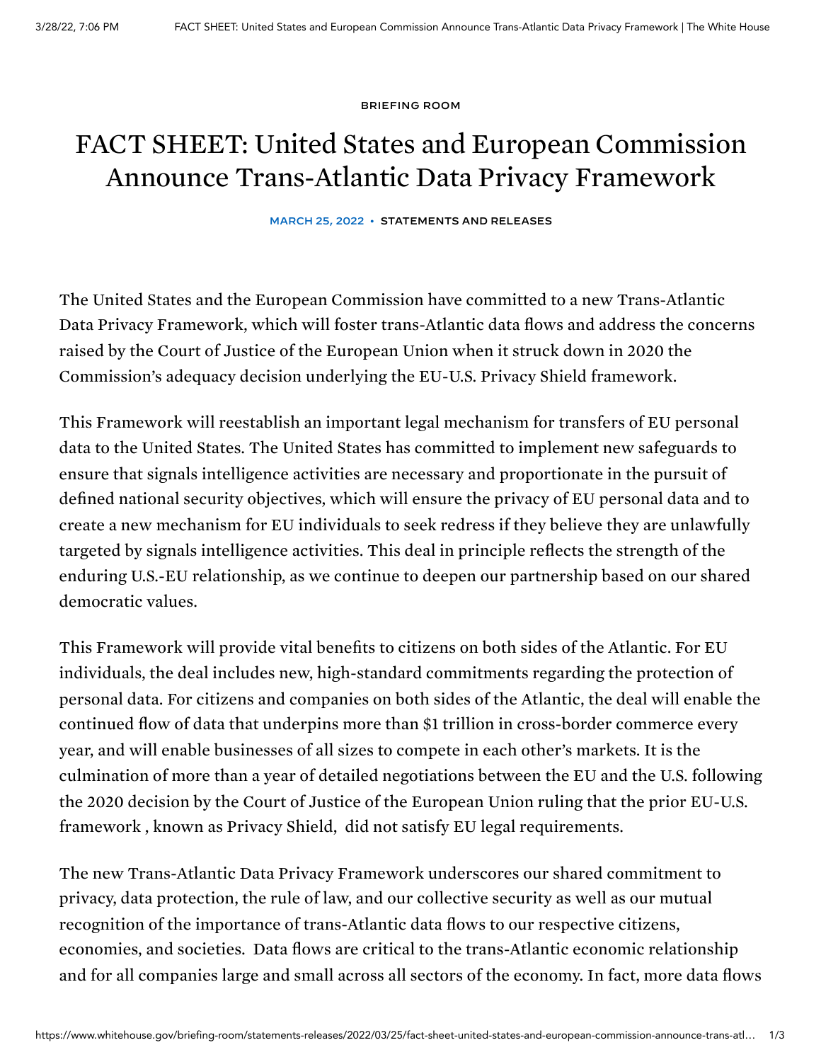BRIEFING ROOM

# FACT SHEET: United States and European Commission Announce Trans-Atlantic Data Privacy Framework

MARCH 25, 2022 • STATEMENTS AND RELEASES

The United States and the European Commission have committed to a new Trans-Atlantic Data Privacy Framework, which will foster trans-Atlantic data flows and address the concerns raised by the Court of Justice of the European Union when it struck down in 2020 the Commission's adequacy decision underlying the EU-U.S. Privacy Shield framework.

This Framework will reestablish an important legal mechanism for transfers of EU personal data to the United States. The United States has committed to implement new safeguards to ensure that signals intelligence activities are necessary and proportionate in the pursuit of defined national security objectives, which will ensure the privacy of EU personal data and to create a new mechanism for EU individuals to seek redress if they believe they are unlawfully targeted by signals intelligence activities. This deal in principle reflects the strength of the enduring U.S.-EU relationship, as we continue to deepen our partnership based on our shared democratic values.

This Framework will provide vital benefits to citizens on both sides of the Atlantic. For EU individuals, the deal includes new, high-standard commitments regarding the protection of personal data. For citizens and companies on both sides of the Atlantic, the deal will enable the continued flow of data that underpins more than $1 trillion in cross-border commerce every year, and will enable businesses of all sizes to compete in each other's markets. It is the culmination of more than a year of detailed negotiations between the EU and the U.S. following the 2020 decision by the Court of Justice of the European Union ruling that the prior EU-U.S. framework , known as Privacy Shield, did not satisfy EU legal requirements.

The new Trans-Atlantic Data Privacy Framework underscores our shared commitment to privacy, data protection, the rule of law, and our collective security as well as our mutual recognition of the importance of trans-Atlantic data flows to our respective citizens, economies, and societies. Data flows are critical to the trans-Atlantic economic relationship and for all companies large and small across all sectors of the economy. In fact, more data flows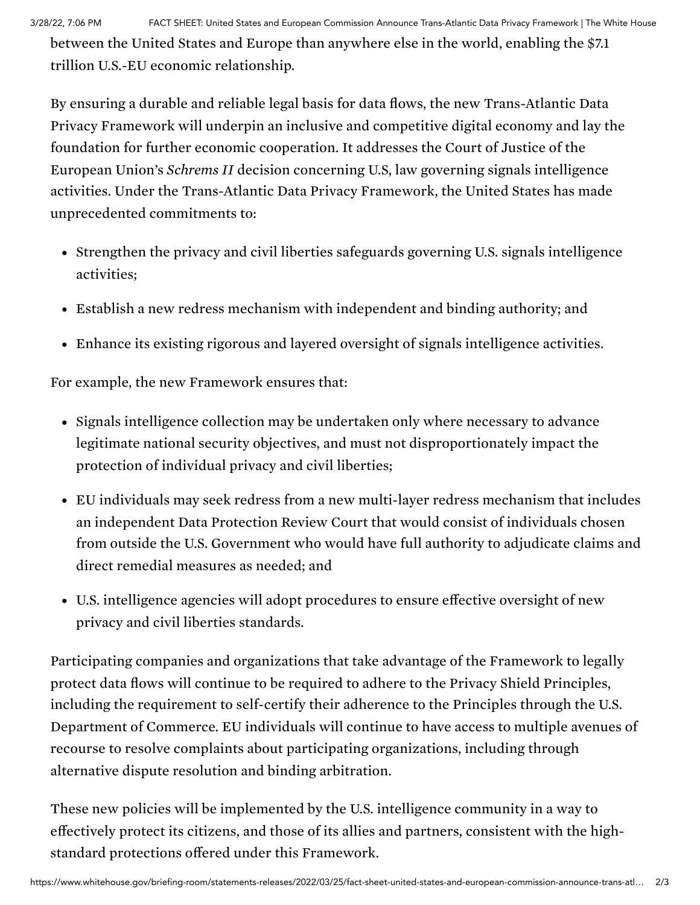between the United States and Europe than anywhere else in the world, enabling the $7.1 trillion U.S.-EU economic relationship.

By ensuring a durable and reliable legal basis for data flows, the new Trans-Atlantic Data Privacy Framework will underpin an inclusive and competitive digital economy and lay the foundation for further economic cooperation. It addresses the Court of Justice of the European Union's *Schrems II* decision concerning U.S, law governing signals intelligence activities. Under the Trans-Atlantic Data Privacy Framework, the United States has made unprecedented commitments to:

- Strengthen the privacy and civil liberties safeguards governing U.S. signals intelligence activities;
- Establish a new redress mechanism with independent and binding authority; and
- Enhance its existing rigorous and layered oversight of signals intelligence activities.

For example, the new Framework ensures that:

- Signals intelligence collection may be undertaken only where necessary to advance legitimate national security objectives, and must not disproportionately impact the protection of individual privacy and civil liberties;
- EU individuals may seek redress from a new multi-layer redress mechanism that includes an independent Data Protection Review Court that would consist of individuals chosen from outside the U.S. Government who would have full authority to adjudicate claims and direct remedial measures as needed; and
- U.S. intelligence agencies will adopt procedures to ensure effective oversight of new privacy and civil liberties standards.

Participating companies and organizations that take advantage of the Framework to legally protect data flows will continue to be required to adhere to the Privacy Shield Principles, including the requirement to self-certify their adherence to the Principles through the U.S. Department of Commerce. EU individuals will continue to have access to multiple avenues of recourse to resolve complaints about participating organizations, including through alternative dispute resolution and binding arbitration.

These new policies will be implemented by the U.S. intelligence community in a way to effectively protect its citizens, and those of its allies and partners, consistent with the high-standard protections offered under this Framework.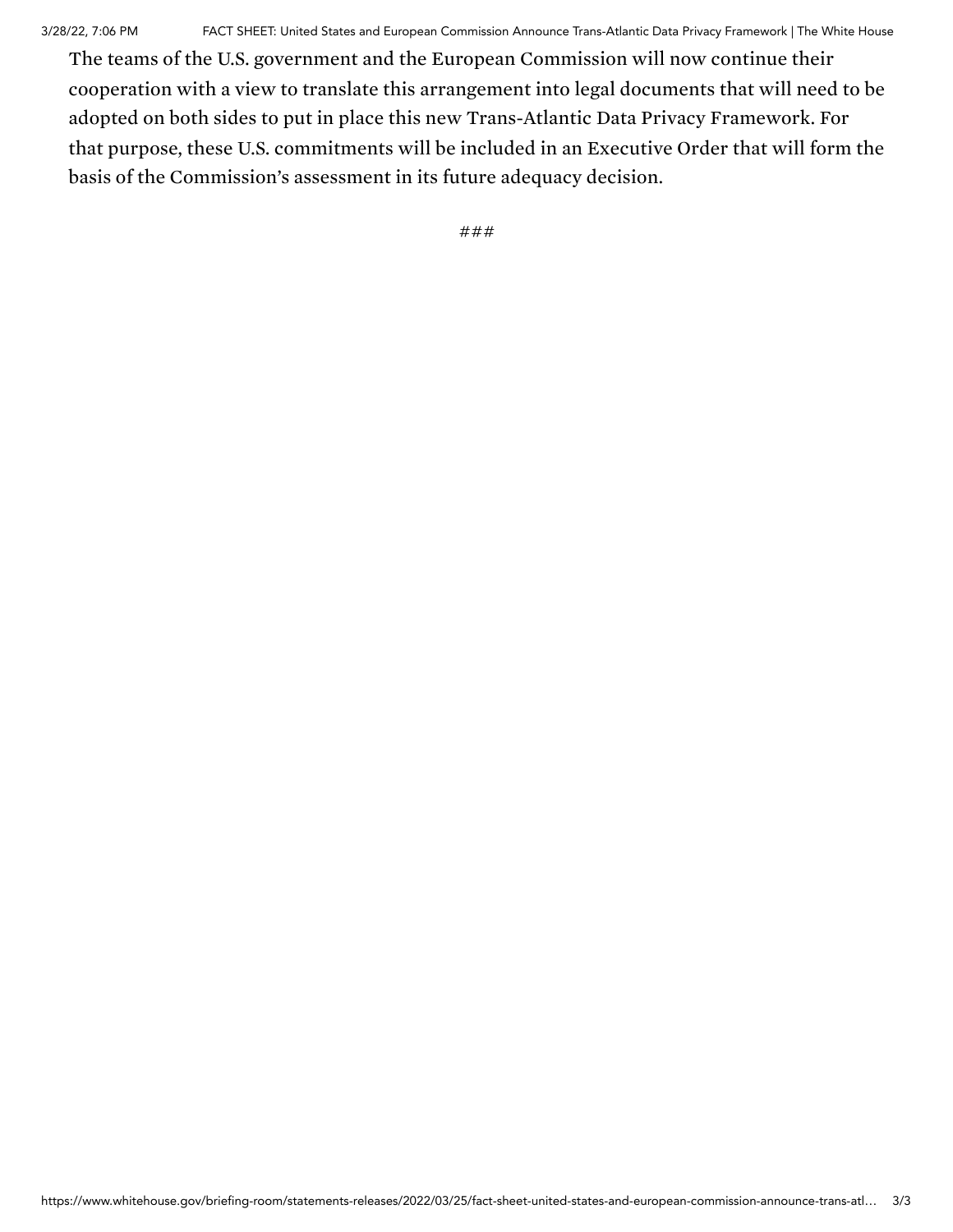The teams of the U.S. government and the European Commission will now continue their cooperation with a view to translate this arrangement into legal documents that will need to be adopted on both sides to put in place this new Trans-Atlantic Data Privacy Framework. For that purpose, these U.S. commitments will be included in an Executive Order that will form the basis of the Commission's assessment in its future adequacy decision.

###